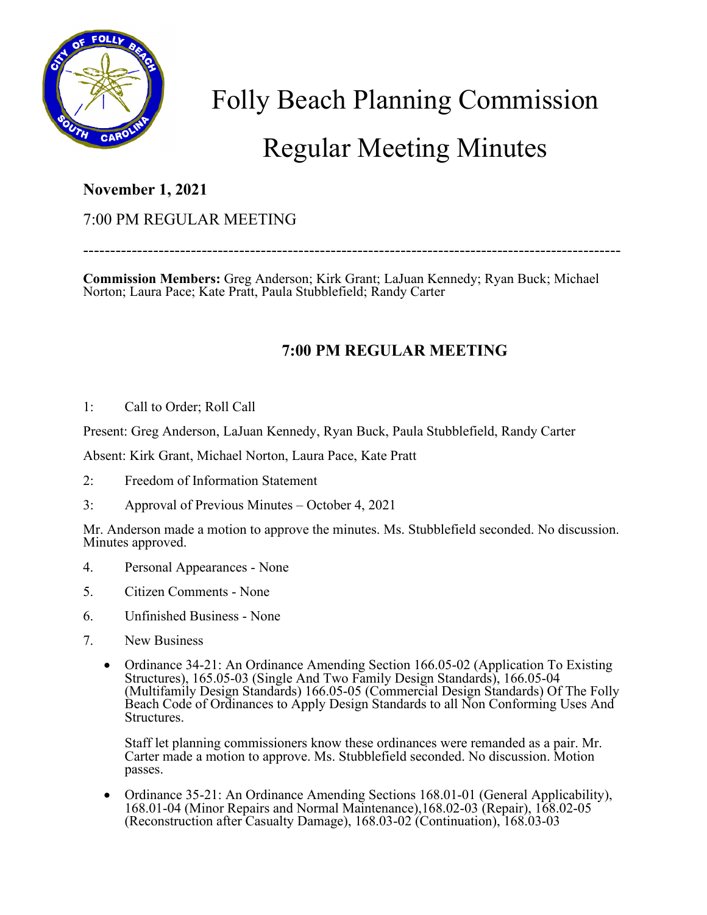# Folly Beach Planning Commission

# Regular Meeting Minutes

**November 1, 2021**

7:00 PM REGULAR MEETING

---

**Commission Members:** Greg Anderson; Kirk Grant; LaJuan Kennedy; Ryan Buck; Michael Norton; Laura Pace; Kate Pratt, Paula Stubblefield; Randy Carter

## 7:00 PM REGULAR MEETING

1: Call to Order; Roll Call

Present: Greg Anderson, LaJuan Kennedy, Ryan Buck, Paula Stubblefield, Randy Carter

Absent: Kirk Grant, Michael Norton, Laura Pace, Kate Pratt

2: Freedom of Information Statement

3: Approval of Previous Minutes – October 4, 2021

Mr. Anderson made a motion to approve the minutes. Ms. Stubblefield seconded. No discussion. Minutes approved.

4. Personal Appearances - None

5. Citizen Comments - None

6. Unfinished Business - None

7. New Business

- Ordinance 34-21: An Ordinance Amending Section 166.05-02 (Application To Existing Structures), 165.05-03 (Single And Two Family Design Standards), 166.05-04 (Multifamily Design Standards) 166.05-05 (Commercial Design Standards) Of The Folly Beach Code of Ordinances to Apply Design Standards to all Non Conforming Uses And Structures.

  Staff let planning commissioners know these ordinances were remanded as a pair. Mr. Carter made a motion to approve. Ms. Stubblefield seconded. No discussion. Motion passes.

- Ordinance 35-21: An Ordinance Amending Sections 168.01-01 (General Applicability), 168.01-04 (Minor Repairs and Normal Maintenance),168.02-03 (Repair), 168.02-05 (Reconstruction after Casualty Damage), 168.03-02 (Continuation), 168.03-03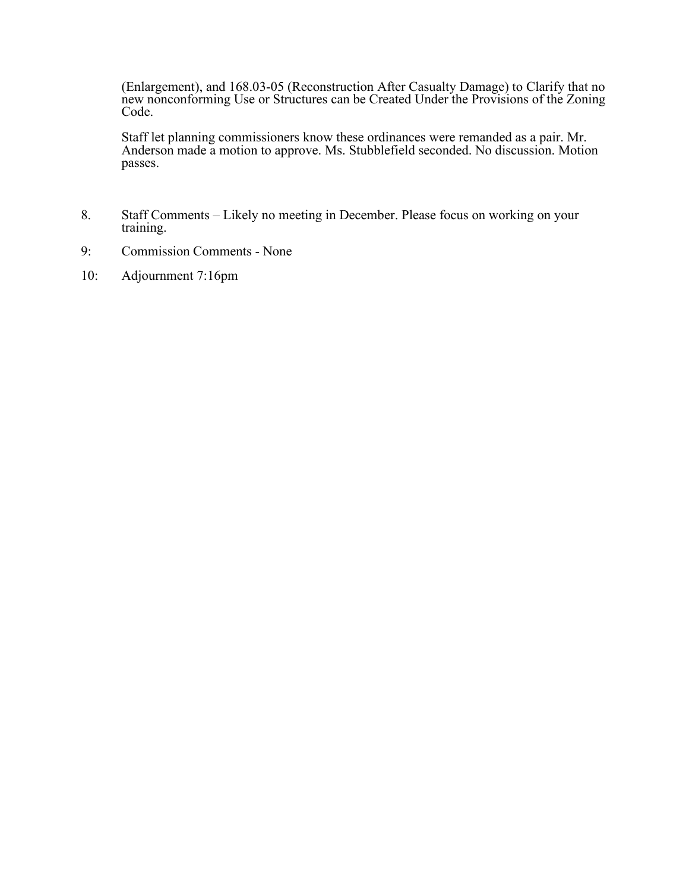(Enlargement), and 168.03-05 (Reconstruction After Casualty Damage) to Clarify that no new nonconforming Use or Structures can be Created Under the Provisions of the Zoning Code.

Staff let planning commissioners know these ordinances were remanded as a pair. Mr. Anderson made a motion to approve. Ms. Stubblefield seconded. No discussion. Motion passes.

8. Staff Comments – Likely no meeting in December. Please focus on working on your training.

9: Commission Comments - None

10: Adjournment 7:16pm